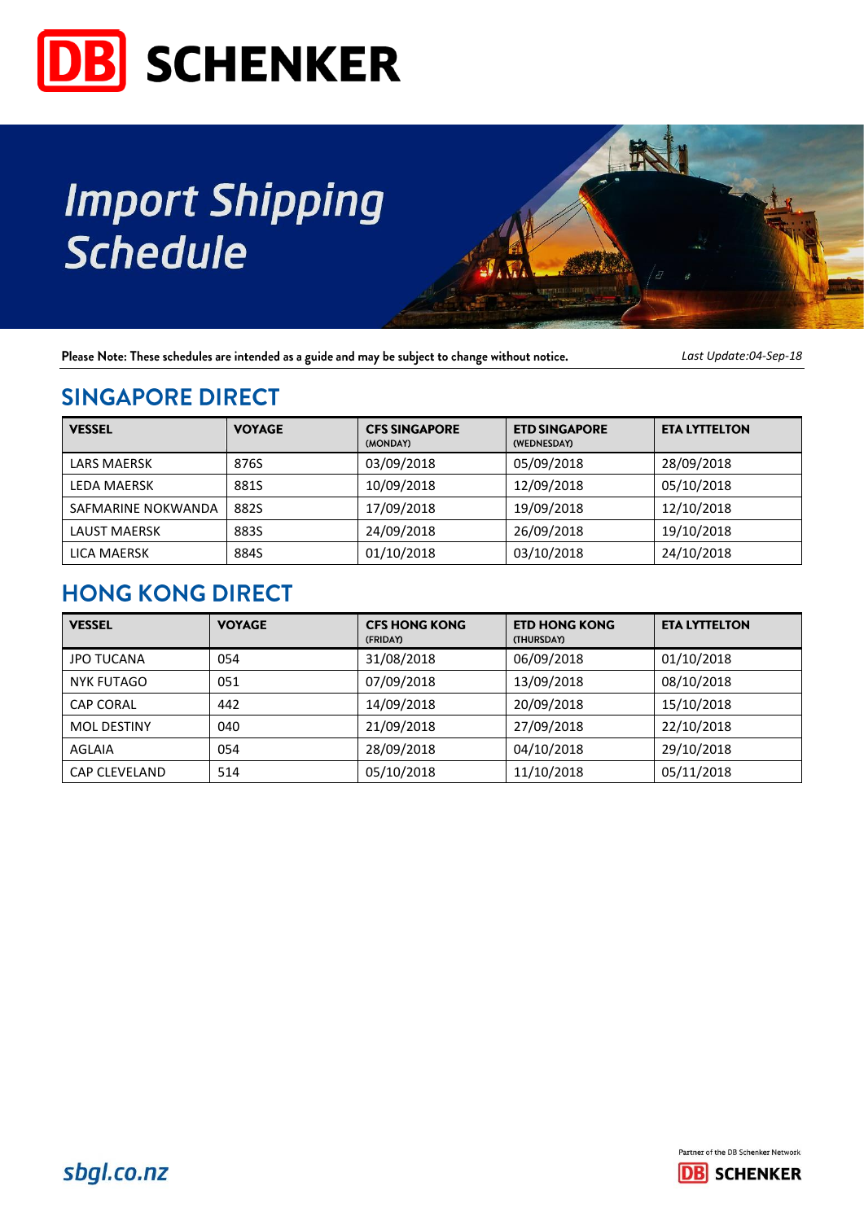DB SCHENKER

# Import Shipping Schedule

**Please Note: These schedules are intended as a guide and may be subject to change without notice.**

*Last Update:04-Sep-18*

## SINGAPORE DIRECT

| VESSEL | VOYAGE | CFS SINGAPORE (MONDAY) | ETD SINGAPORE (WEDNESDAY) | ETA LYTTELTON |
|---|---|---|---|---|
| LARS MAERSK | 876S | 03/09/2018 | 05/09/2018 | 28/09/2018 |
| LEDA MAERSK | 881S | 10/09/2018 | 12/09/2018 | 05/10/2018 |
| SAFMARINE NOKWANDA | 882S | 17/09/2018 | 19/09/2018 | 12/10/2018 |
| LAUST MAERSK | 883S | 24/09/2018 | 26/09/2018 | 19/10/2018 |
| LICA MAERSK | 884S | 01/10/2018 | 03/10/2018 | 24/10/2018 |

## HONG KONG DIRECT

| VESSEL | VOYAGE | CFS HONG KONG (FRIDAY) | ETD HONG KONG (THURSDAY) | ETA LYTTELTON |
|---|---|---|---|---|
| JPO TUCANA | 054 | 31/08/2018 | 06/09/2018 | 01/10/2018 |
| NYK FUTAGO | 051 | 07/09/2018 | 13/09/2018 | 08/10/2018 |
| CAP CORAL | 442 | 14/09/2018 | 20/09/2018 | 15/10/2018 |
| MOL DESTINY | 040 | 21/09/2018 | 27/09/2018 | 22/10/2018 |
| AGLAIA | 054 | 28/09/2018 | 04/10/2018 | 29/10/2018 |
| CAP CLEVELAND | 514 | 05/10/2018 | 11/10/2018 | 05/11/2018 |

*sbgl.co.nz*

Partner of the DB Schenker Network

DB SCHENKER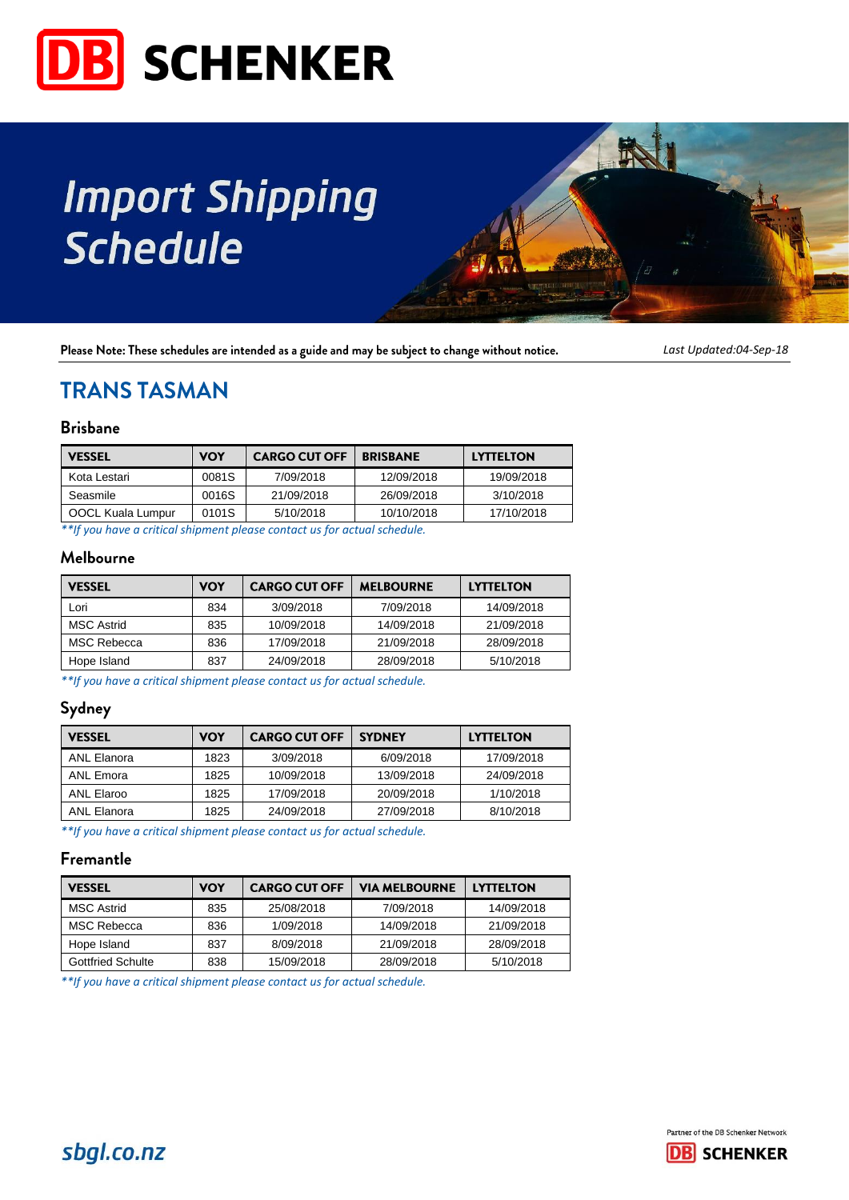# DB SCHENKER

# Import Shipping Schedule

**Please Note: These schedules are intended as a guide and may be subject to change without notice.** *Last Updated:04-Sep-18*

## TRANS TASMAN

### Brisbane

| VESSEL | VOY | CARGO CUT OFF | BRISBANE | LYTTELTON |
|---|---|---|---|---|
| Kota Lestari | 0081S | 7/09/2018 | 12/09/2018 | 19/09/2018 |
| Seasmile | 0016S | 21/09/2018 | 26/09/2018 | 3/10/2018 |
| OOCL Kuala Lumpur | 0101S | 5/10/2018 | 10/10/2018 | 17/10/2018 |

*\*\*If you have a critical shipment please contact us for actual schedule.*

### Melbourne

| VESSEL | VOY | CARGO CUT OFF | MELBOURNE | LYTTELTON |
|---|---|---|---|---|
| Lori | 834 | 3/09/2018 | 7/09/2018 | 14/09/2018 |
| MSC Astrid | 835 | 10/09/2018 | 14/09/2018 | 21/09/2018 |
| MSC Rebecca | 836 | 17/09/2018 | 21/09/2018 | 28/09/2018 |
| Hope Island | 837 | 24/09/2018 | 28/09/2018 | 5/10/2018 |

*\*\*If you have a critical shipment please contact us for actual schedule.*

### Sydney

| VESSEL | VOY | CARGO CUT OFF | SYDNEY | LYTTELTON |
|---|---|---|---|---|
| ANL Elanora | 1823 | 3/09/2018 | 6/09/2018 | 17/09/2018 |
| ANL Emora | 1825 | 10/09/2018 | 13/09/2018 | 24/09/2018 |
| ANL Elaroo | 1825 | 17/09/2018 | 20/09/2018 | 1/10/2018 |
| ANL Elanora | 1825 | 24/09/2018 | 27/09/2018 | 8/10/2018 |

*\*\*If you have a critical shipment please contact us for actual schedule.*

### Fremantle

| VESSEL | VOY | CARGO CUT OFF | VIA MELBOURNE | LYTTELTON |
|---|---|---|---|---|
| MSC Astrid | 835 | 25/08/2018 | 7/09/2018 | 14/09/2018 |
| MSC Rebecca | 836 | 1/09/2018 | 14/09/2018 | 21/09/2018 |
| Hope Island | 837 | 8/09/2018 | 21/09/2018 | 28/09/2018 |
| Gottfried Schulte | 838 | 15/09/2018 | 28/09/2018 | 5/10/2018 |

*\*\*If you have a critical shipment please contact us for actual schedule.*

sbgl.co.nz

Partner of the DB Schenker Network

DB SCHENKER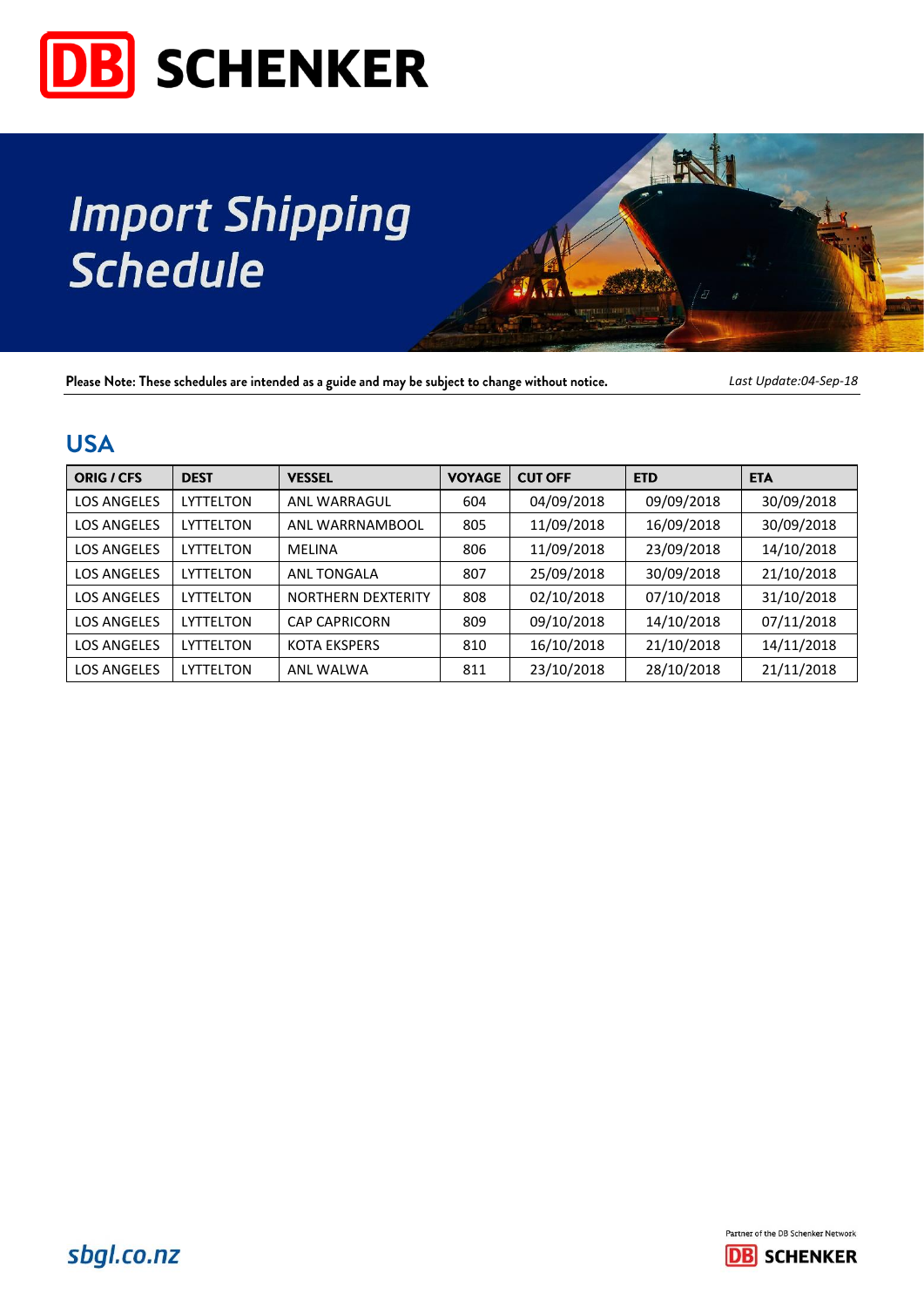DB SCHENKER

# Import Shipping Schedule

**Please Note: These schedules are intended as a guide and may be subject to change without notice.** *Last Update:04-Sep-18*

## USA

| ORIG / CFS | DEST | VESSEL | VOYAGE | CUT OFF | ETD | ETA |
|---|---|---|---|---|---|---|
| LOS ANGELES | LYTTELTON | ANL WARRAGUL | 604 | 04/09/2018 | 09/09/2018 | 30/09/2018 |
| LOS ANGELES | LYTTELTON | ANL WARRNAMBOOL | 805 | 11/09/2018 | 16/09/2018 | 30/09/2018 |
| LOS ANGELES | LYTTELTON | MELINA | 806 | 11/09/2018 | 23/09/2018 | 14/10/2018 |
| LOS ANGELES | LYTTELTON | ANL TONGALA | 807 | 25/09/2018 | 30/09/2018 | 21/10/2018 |
| LOS ANGELES | LYTTELTON | NORTHERN DEXTERITY | 808 | 02/10/2018 | 07/10/2018 | 31/10/2018 |
| LOS ANGELES | LYTTELTON | CAP CAPRICORN | 809 | 09/10/2018 | 14/10/2018 | 07/11/2018 |
| LOS ANGELES | LYTTELTON | KOTA EKSPERS | 810 | 16/10/2018 | 21/10/2018 | 14/11/2018 |
| LOS ANGELES | LYTTELTON | ANL WALWA | 811 | 23/10/2018 | 28/10/2018 | 21/11/2018 |

*sbgl.co.nz*

Partner of the DB Schenker Network
DB SCHENKER